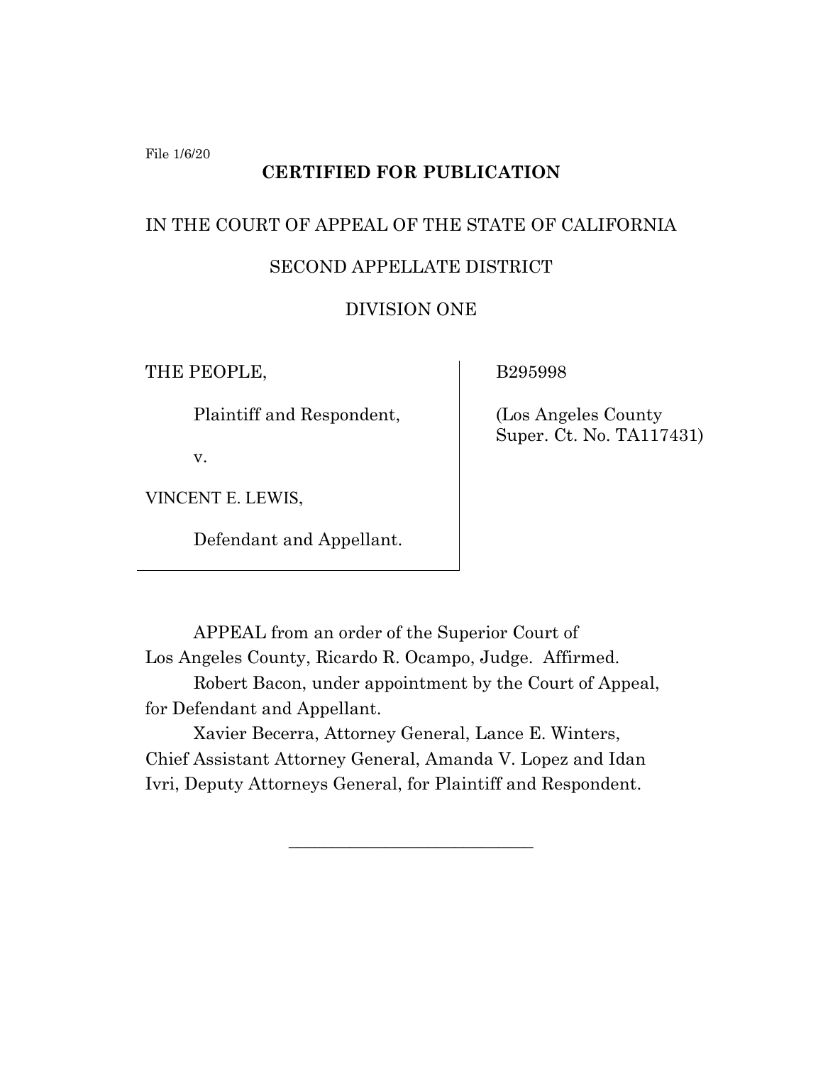File 1/6/20

**CERTIFIED FOR PUBLICATION**

IN THE COURT OF APPEAL OF THE STATE OF CALIFORNIA

SECOND APPELLATE DISTRICT

DIVISION ONE

| | |
|---|---|
| THE PEOPLE,<br><br>Plaintiff and Respondent,<br><br>v.<br><br>VINCENT E. LEWIS,<br><br>Defendant and Appellant. | B295998<br><br>(Los Angeles County Super. Ct. No. TA117431) |

APPEAL from an order of the Superior Court of Los Angeles County, Ricardo R. Ocampo, Judge. Affirmed.

Robert Bacon, under appointment by the Court of Appeal, for Defendant and Appellant.

Xavier Becerra, Attorney General, Lance E. Winters, Chief Assistant Attorney General, Amanda V. Lopez and Idan Ivri, Deputy Attorneys General, for Plaintiff and Respondent.

______________________________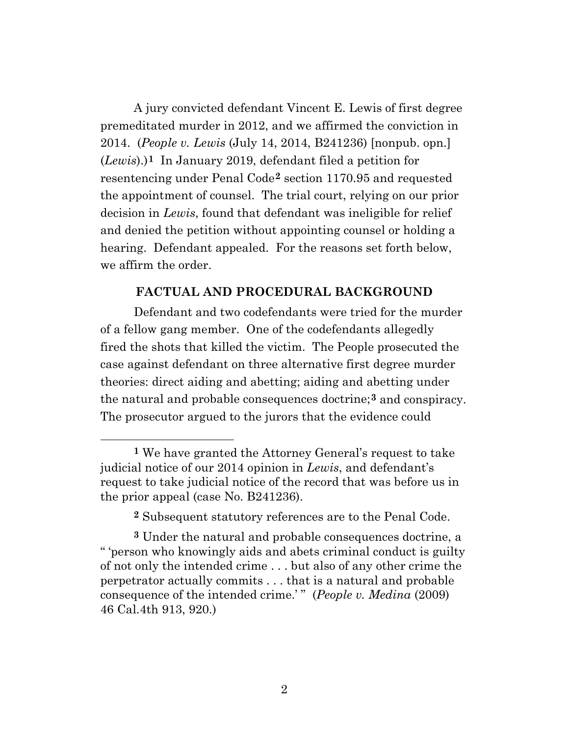A jury convicted defendant Vincent E. Lewis of first degree premeditated murder in 2012, and we affirmed the conviction in 2014. (*People v. Lewis* (July 14, 2014, B241236) [nonpub. opn.] (*Lewis*).)[1] In January 2019, defendant filed a petition for resentencing under Penal Code[2] section 1170.95 and requested the appointment of counsel. The trial court, relying on our prior decision in *Lewis*, found that defendant was ineligible for relief and denied the petition without appointing counsel or holding a hearing. Defendant appealed. For the reasons set forth below, we affirm the order.

## FACTUAL AND PROCEDURAL BACKGROUND

Defendant and two codefendants were tried for the murder of a fellow gang member. One of the codefendants allegedly fired the shots that killed the victim. The People prosecuted the case against defendant on three alternative first degree murder theories: direct aiding and abetting; aiding and abetting under the natural and probable consequences doctrine;[3] and conspiracy. The prosecutor argued to the jurors that the evidence could

---

[1] We have granted the Attorney General's request to take judicial notice of our 2014 opinion in *Lewis*, and defendant's request to take judicial notice of the record that was before us in the prior appeal (case No. B241236).

[2] Subsequent statutory references are to the Penal Code.

[3] Under the natural and probable consequences doctrine, a " 'person who knowingly aids and abets criminal conduct is guilty of not only the intended crime . . . but also of any other crime the perpetrator actually commits . . . that is a natural and probable consequence of the intended crime.' " (*People v. Medina* (2009) 46 Cal.4th 913, 920.)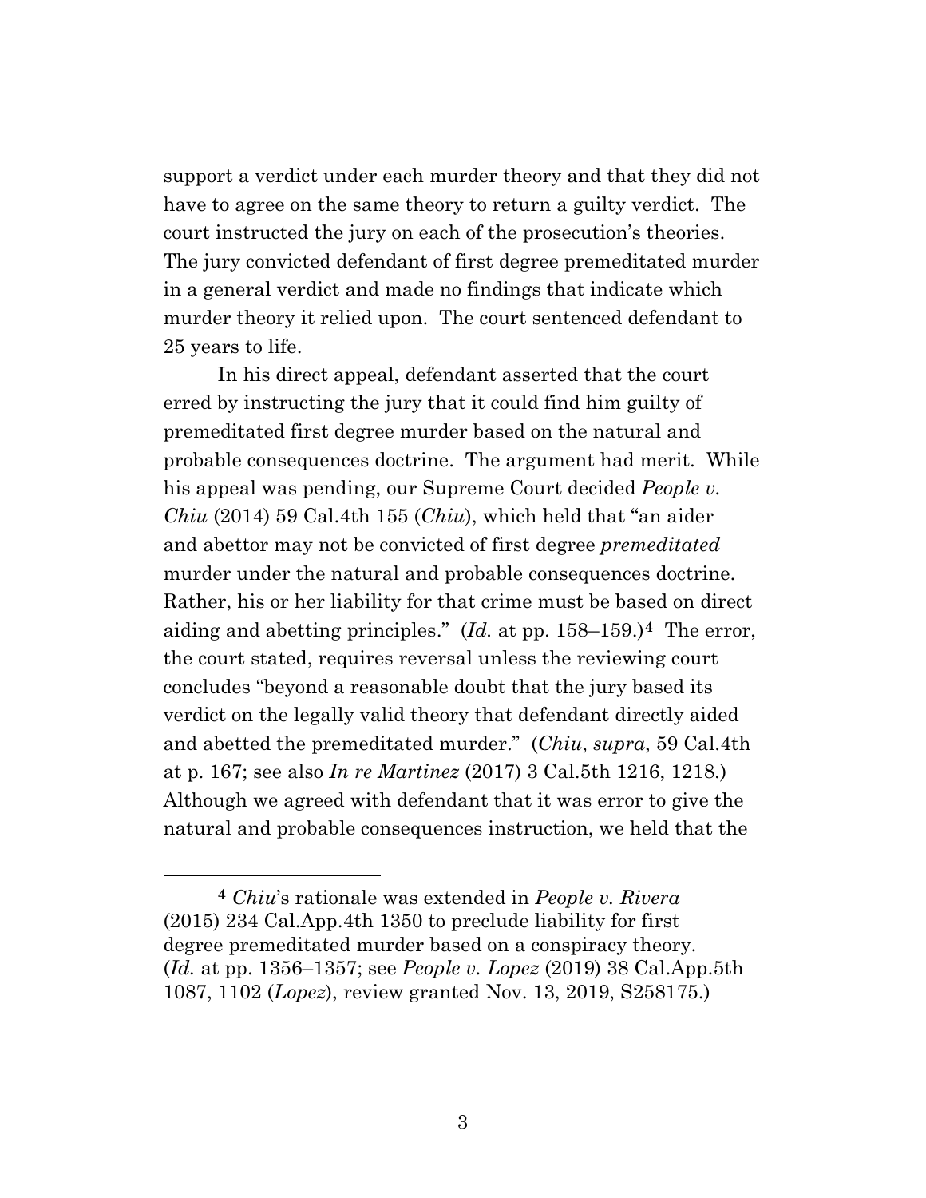support a verdict under each murder theory and that they did not have to agree on the same theory to return a guilty verdict. The court instructed the jury on each of the prosecution's theories. The jury convicted defendant of first degree premeditated murder in a general verdict and made no findings that indicate which murder theory it relied upon. The court sentenced defendant to 25 years to life.

In his direct appeal, defendant asserted that the court erred by instructing the jury that it could find him guilty of premeditated first degree murder based on the natural and probable consequences doctrine. The argument had merit. While his appeal was pending, our Supreme Court decided *People v. Chiu* (2014) 59 Cal.4th 155 (*Chiu*), which held that "an aider and abettor may not be convicted of first degree *premeditated* murder under the natural and probable consequences doctrine. Rather, his or her liability for that crime must be based on direct aiding and abetting principles." (*Id.* at pp. 158–159.)[4] The error, the court stated, requires reversal unless the reviewing court concludes "beyond a reasonable doubt that the jury based its verdict on the legally valid theory that defendant directly aided and abetted the premeditated murder." (*Chiu*, *supra*, 59 Cal.4th at p. 167; see also *In re Martinez* (2017) 3 Cal.5th 1216, 1218.) Although we agreed with defendant that it was error to give the natural and probable consequences instruction, we held that the

---

[4] *Chiu*'s rationale was extended in *People v. Rivera* (2015) 234 Cal.App.4th 1350 to preclude liability for first degree premeditated murder based on a conspiracy theory. (*Id.* at pp. 1356–1357; see *People v. Lopez* (2019) 38 Cal.App.5th 1087, 1102 (*Lopez*), review granted Nov. 13, 2019, S258175.)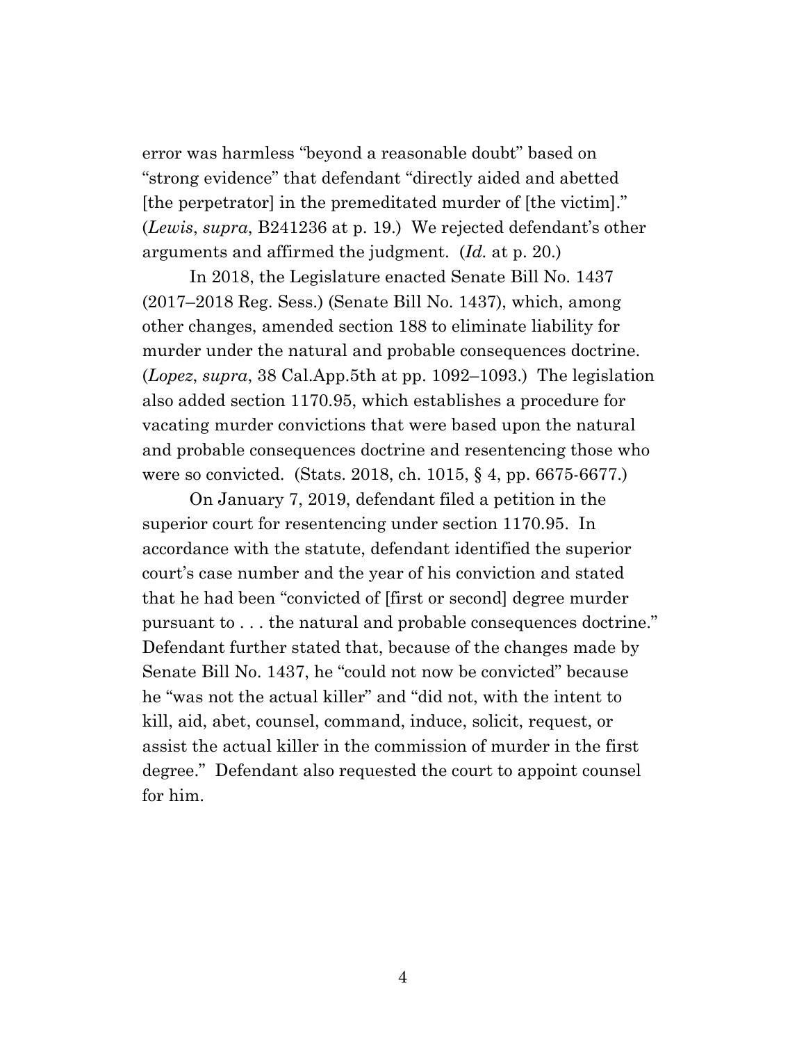error was harmless "beyond a reasonable doubt" based on "strong evidence" that defendant "directly aided and abetted [the perpetrator] in the premeditated murder of [the victim]." (*Lewis*, *supra*, B241236 at p. 19.) We rejected defendant's other arguments and affirmed the judgment. (*Id.* at p. 20.)

In 2018, the Legislature enacted Senate Bill No. 1437 (2017–2018 Reg. Sess.) (Senate Bill No. 1437), which, among other changes, amended section 188 to eliminate liability for murder under the natural and probable consequences doctrine. (*Lopez*, *supra*, 38 Cal.App.5th at pp. 1092–1093.) The legislation also added section 1170.95, which establishes a procedure for vacating murder convictions that were based upon the natural and probable consequences doctrine and resentencing those who were so convicted. (Stats. 2018, ch. 1015, § 4, pp. 6675-6677.)

On January 7, 2019, defendant filed a petition in the superior court for resentencing under section 1170.95. In accordance with the statute, defendant identified the superior court's case number and the year of his conviction and stated that he had been "convicted of [first or second] degree murder pursuant to . . . the natural and probable consequences doctrine." Defendant further stated that, because of the changes made by Senate Bill No. 1437, he "could not now be convicted" because he "was not the actual killer" and "did not, with the intent to kill, aid, abet, counsel, command, induce, solicit, request, or assist the actual killer in the commission of murder in the first degree." Defendant also requested the court to appoint counsel for him.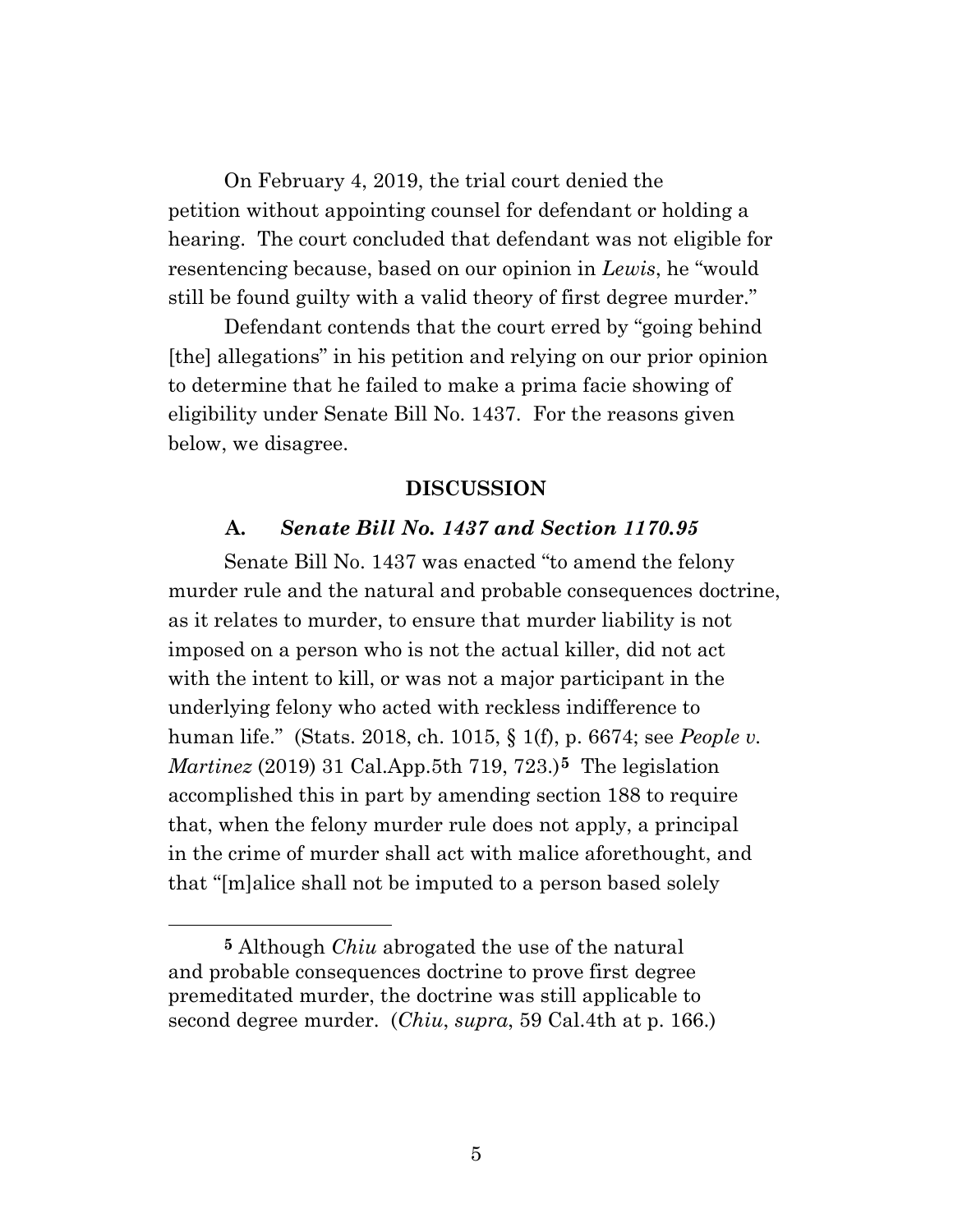On February 4, 2019, the trial court denied the petition without appointing counsel for defendant or holding a hearing. The court concluded that defendant was not eligible for resentencing because, based on our opinion in *Lewis*, he "would still be found guilty with a valid theory of first degree murder."

Defendant contends that the court erred by "going behind [the] allegations" in his petition and relying on our prior opinion to determine that he failed to make a prima facie showing of eligibility under Senate Bill No. 1437. For the reasons given below, we disagree.

## DISCUSSION

### A. *Senate Bill No. 1437 and Section 1170.95*

Senate Bill No. 1437 was enacted "to amend the felony murder rule and the natural and probable consequences doctrine, as it relates to murder, to ensure that murder liability is not imposed on a person who is not the actual killer, did not act with the intent to kill, or was not a major participant in the underlying felony who acted with reckless indifference to human life." (Stats. 2018, ch. 1015, § 1(f), p. 6674; see *People v. Martinez* (2019) 31 Cal.App.5th 719, 723.)[5] The legislation accomplished this in part by amending section 188 to require that, when the felony murder rule does not apply, a principal in the crime of murder shall act with malice aforethought, and that "[m]alice shall not be imputed to a person based solely

---

[5] Although *Chiu* abrogated the use of the natural and probable consequences doctrine to prove first degree premeditated murder, the doctrine was still applicable to second degree murder. (*Chiu*, *supra*, 59 Cal.4th at p. 166.)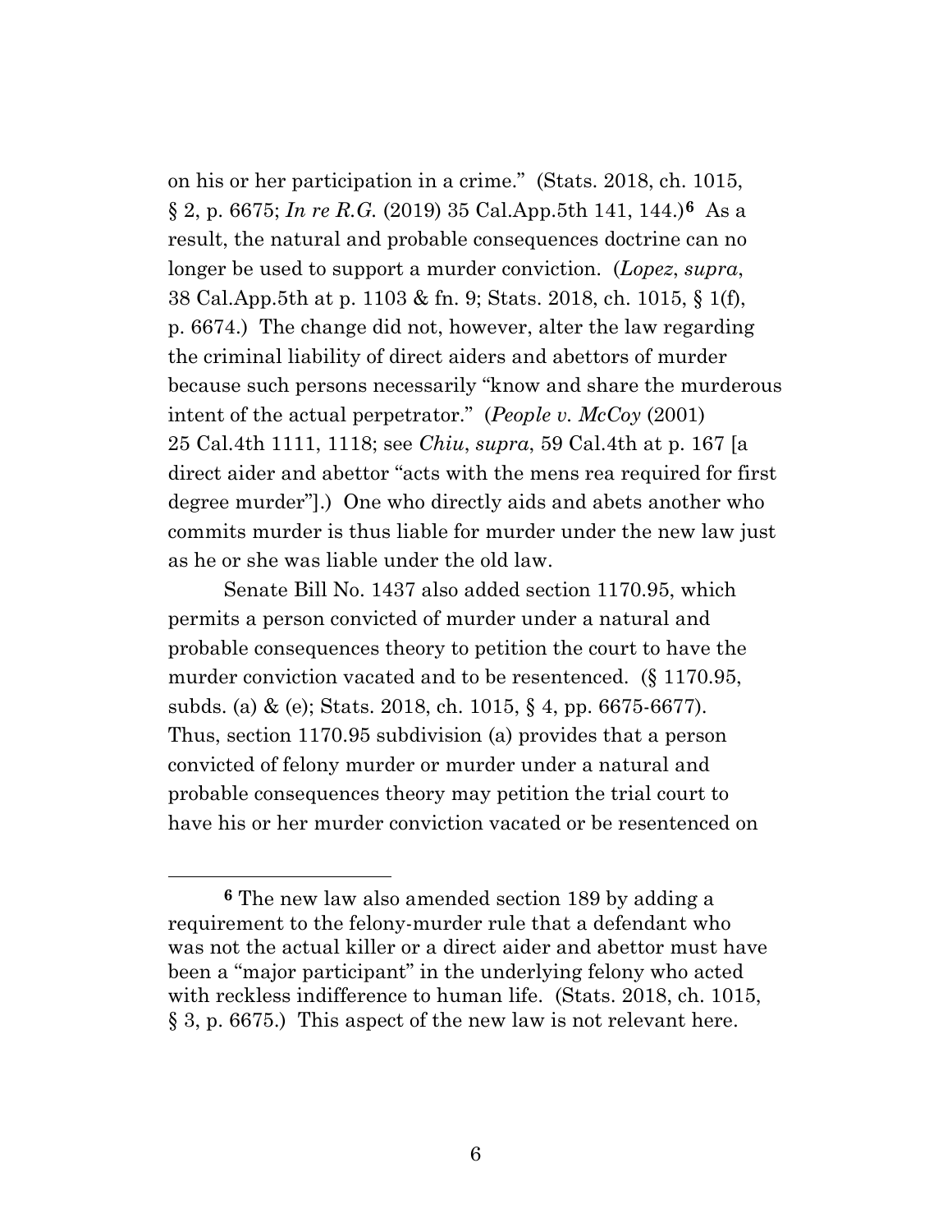on his or her participation in a crime." (Stats. 2018, ch. 1015, § 2, p. 6675; *In re R.G.* (2019) 35 Cal.App.5th 141, 144.)[6] As a result, the natural and probable consequences doctrine can no longer be used to support a murder conviction. (*Lopez*, *supra*, 38 Cal.App.5th at p. 1103 & fn. 9; Stats. 2018, ch. 1015, § 1(f), p. 6674.) The change did not, however, alter the law regarding the criminal liability of direct aiders and abettors of murder because such persons necessarily "know and share the murderous intent of the actual perpetrator." (*People v. McCoy* (2001) 25 Cal.4th 1111, 1118; see *Chiu*, *supra*, 59 Cal.4th at p. 167 [a direct aider and abettor "acts with the mens rea required for first degree murder"].) One who directly aids and abets another who commits murder is thus liable for murder under the new law just as he or she was liable under the old law.

Senate Bill No. 1437 also added section 1170.95, which permits a person convicted of murder under a natural and probable consequences theory to petition the court to have the murder conviction vacated and to be resentenced. (§ 1170.95, subds. (a) & (e); Stats. 2018, ch. 1015, § 4, pp. 6675-6677). Thus, section 1170.95 subdivision (a) provides that a person convicted of felony murder or murder under a natural and probable consequences theory may petition the trial court to have his or her murder conviction vacated or be resentenced on

---

[6] The new law also amended section 189 by adding a requirement to the felony-murder rule that a defendant who was not the actual killer or a direct aider and abettor must have been a "major participant" in the underlying felony who acted with reckless indifference to human life. (Stats. 2018, ch. 1015, § 3, p. 6675.) This aspect of the new law is not relevant here.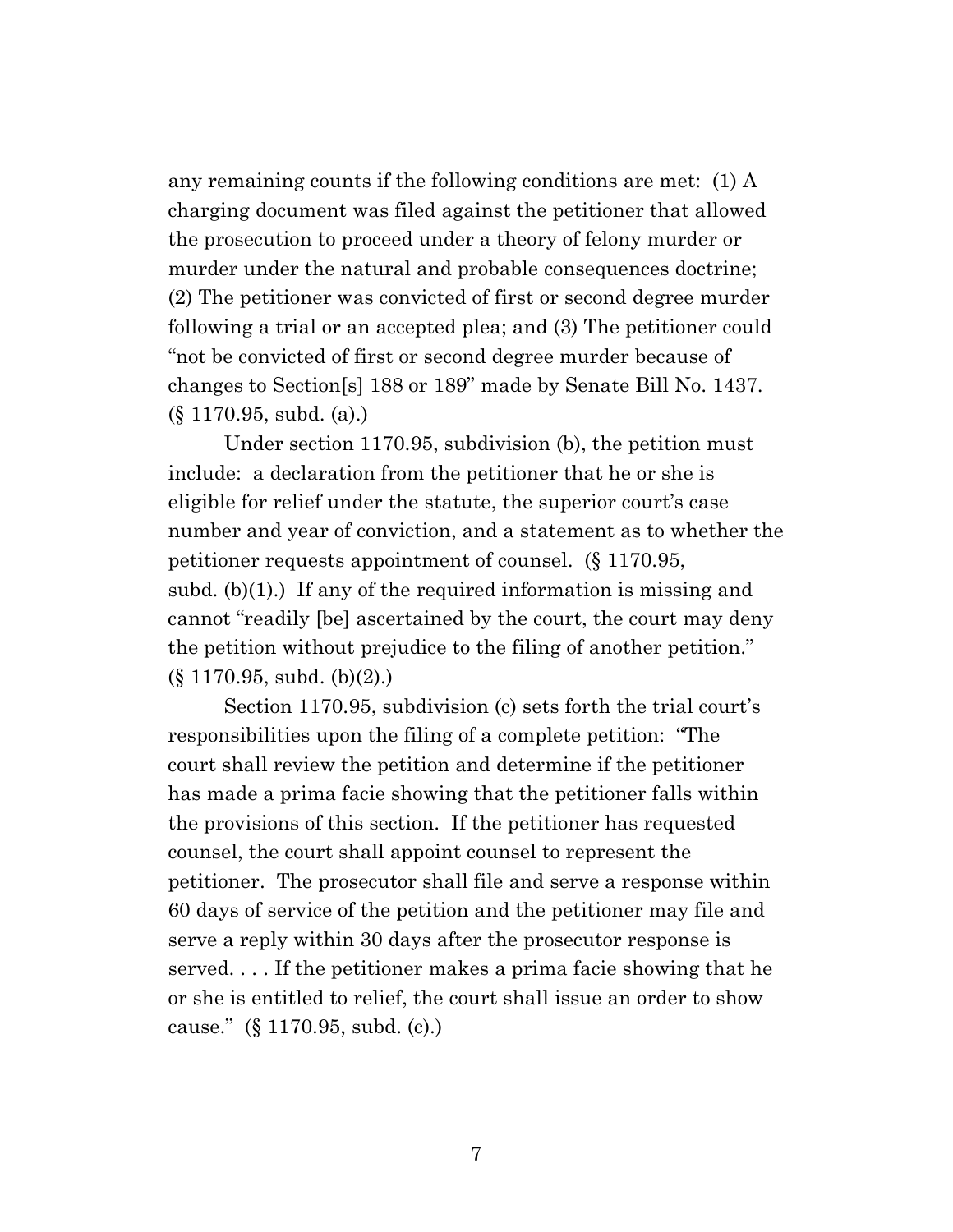any remaining counts if the following conditions are met: (1) A charging document was filed against the petitioner that allowed the prosecution to proceed under a theory of felony murder or murder under the natural and probable consequences doctrine; (2) The petitioner was convicted of first or second degree murder following a trial or an accepted plea; and (3) The petitioner could "not be convicted of first or second degree murder because of changes to Section[s] 188 or 189" made by Senate Bill No. 1437. (§ 1170.95, subd. (a).)

Under section 1170.95, subdivision (b), the petition must include: a declaration from the petitioner that he or she is eligible for relief under the statute, the superior court's case number and year of conviction, and a statement as to whether the petitioner requests appointment of counsel. (§ 1170.95, subd. (b)(1).) If any of the required information is missing and cannot "readily [be] ascertained by the court, the court may deny the petition without prejudice to the filing of another petition." (§ 1170.95, subd. (b)(2).)

Section 1170.95, subdivision (c) sets forth the trial court's responsibilities upon the filing of a complete petition: "The court shall review the petition and determine if the petitioner has made a prima facie showing that the petitioner falls within the provisions of this section. If the petitioner has requested counsel, the court shall appoint counsel to represent the petitioner. The prosecutor shall file and serve a response within 60 days of service of the petition and the petitioner may file and serve a reply within 30 days after the prosecutor response is served. . . . If the petitioner makes a prima facie showing that he or she is entitled to relief, the court shall issue an order to show cause." (§ 1170.95, subd. (c).)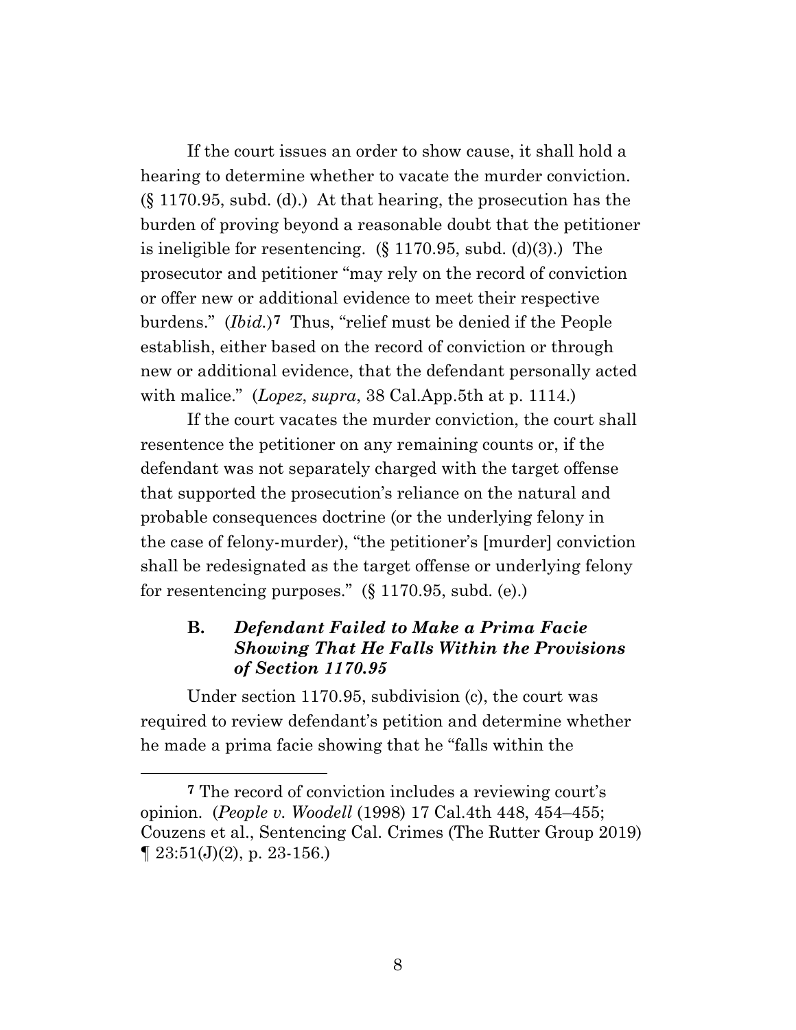If the court issues an order to show cause, it shall hold a hearing to determine whether to vacate the murder conviction. (§ 1170.95, subd. (d).) At that hearing, the prosecution has the burden of proving beyond a reasonable doubt that the petitioner is ineligible for resentencing. (§ 1170.95, subd. (d)(3).) The prosecutor and petitioner "may rely on the record of conviction or offer new or additional evidence to meet their respective burdens." (*Ibid.*)[7] Thus, "relief must be denied if the People establish, either based on the record of conviction or through new or additional evidence, that the defendant personally acted with malice." (*Lopez*, *supra*, 38 Cal.App.5th at p. 1114.)

If the court vacates the murder conviction, the court shall resentence the petitioner on any remaining counts or, if the defendant was not separately charged with the target offense that supported the prosecution's reliance on the natural and probable consequences doctrine (or the underlying felony in the case of felony-murder), "the petitioner's [murder] conviction shall be redesignated as the target offense or underlying felony for resentencing purposes." (§ 1170.95, subd. (e).)

### B. *Defendant Failed to Make a Prima Facie Showing That He Falls Within the Provisions of Section 1170.95*

Under section 1170.95, subdivision (c), the court was required to review defendant's petition and determine whether he made a prima facie showing that he "falls within the

---

[7] The record of conviction includes a reviewing court's opinion. (*People v. Woodell* (1998) 17 Cal.4th 448, 454–455; Couzens et al., Sentencing Cal. Crimes (The Rutter Group 2019) ¶ 23:51(J)(2), p. 23-156.)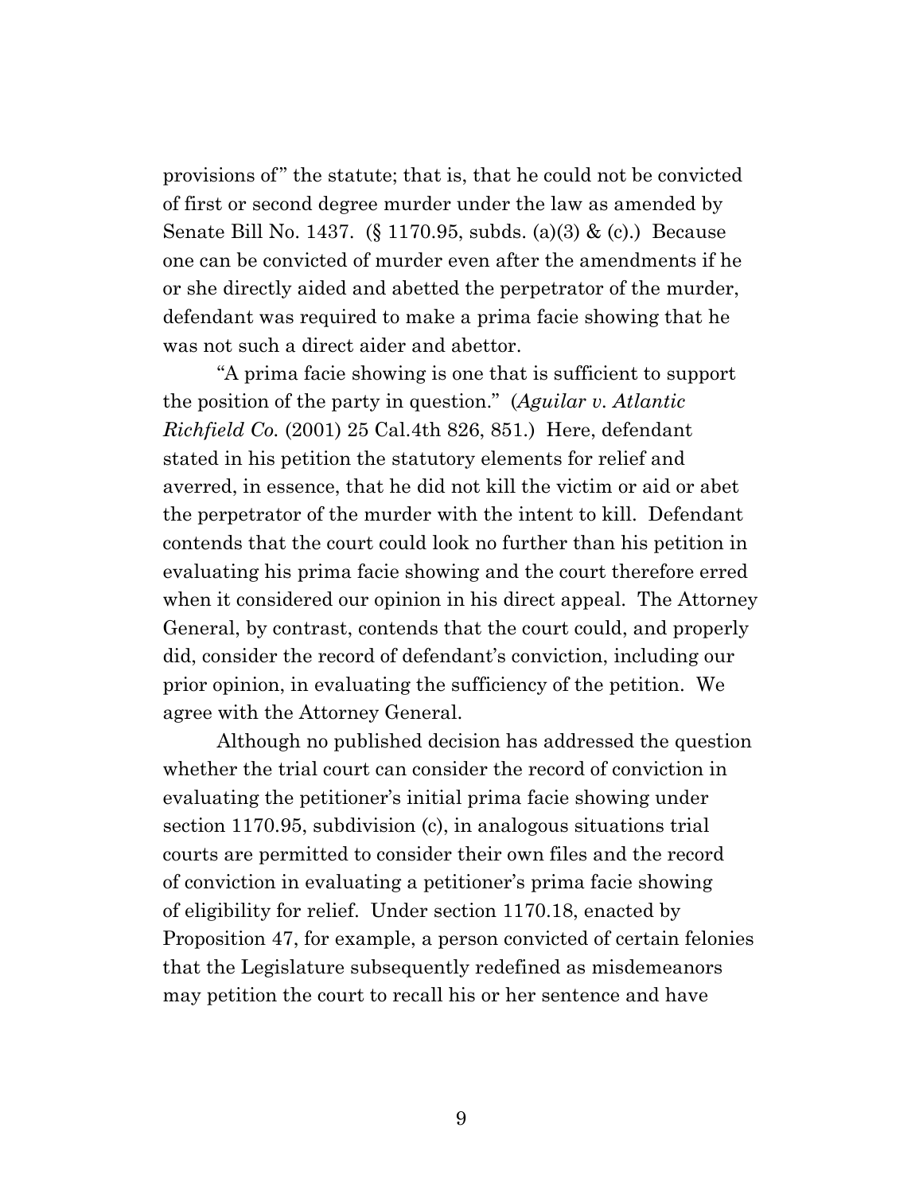provisions of" the statute; that is, that he could not be convicted of first or second degree murder under the law as amended by Senate Bill No. 1437. (§ 1170.95, subds. (a)(3) & (c).) Because one can be convicted of murder even after the amendments if he or she directly aided and abetted the perpetrator of the murder, defendant was required to make a prima facie showing that he was not such a direct aider and abettor.

"A prima facie showing is one that is sufficient to support the position of the party in question." (*Aguilar v. Atlantic Richfield Co.* (2001) 25 Cal.4th 826, 851.) Here, defendant stated in his petition the statutory elements for relief and averred, in essence, that he did not kill the victim or aid or abet the perpetrator of the murder with the intent to kill. Defendant contends that the court could look no further than his petition in evaluating his prima facie showing and the court therefore erred when it considered our opinion in his direct appeal. The Attorney General, by contrast, contends that the court could, and properly did, consider the record of defendant's conviction, including our prior opinion, in evaluating the sufficiency of the petition. We agree with the Attorney General.

Although no published decision has addressed the question whether the trial court can consider the record of conviction in evaluating the petitioner's initial prima facie showing under section 1170.95, subdivision (c), in analogous situations trial courts are permitted to consider their own files and the record of conviction in evaluating a petitioner's prima facie showing of eligibility for relief. Under section 1170.18, enacted by Proposition 47, for example, a person convicted of certain felonies that the Legislature subsequently redefined as misdemeanors may petition the court to recall his or her sentence and have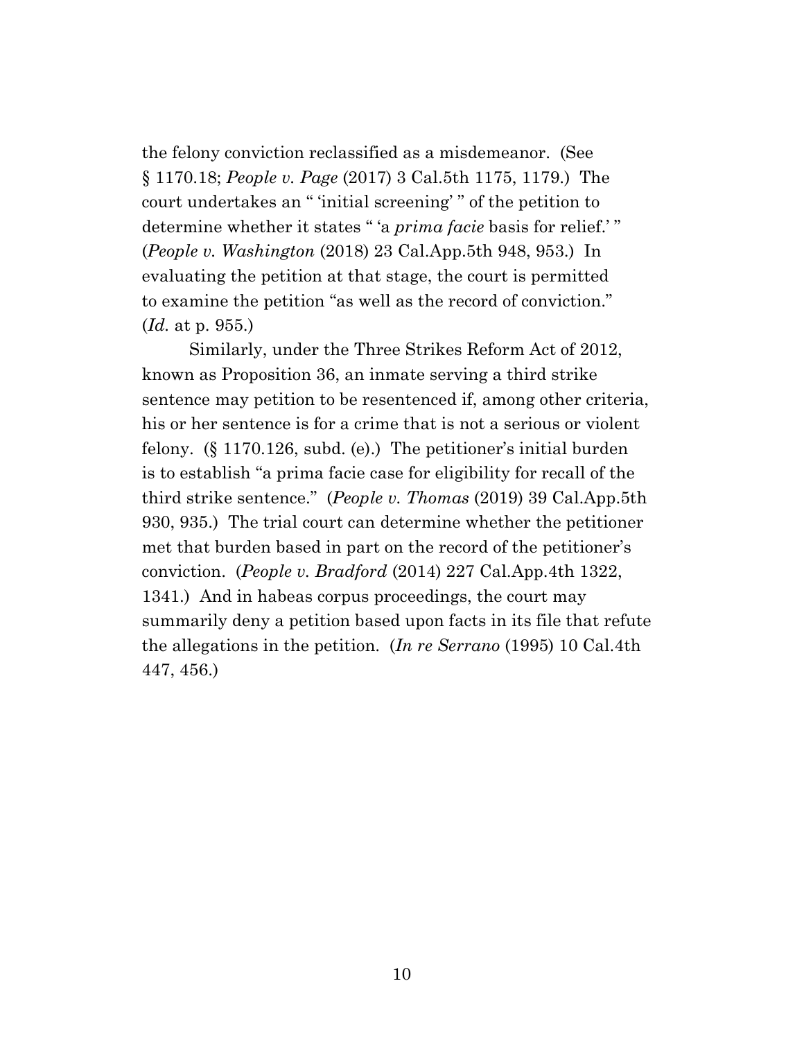the felony conviction reclassified as a misdemeanor. (See § 1170.18; *People v. Page* (2017) 3 Cal.5th 1175, 1179.) The court undertakes an " 'initial screening' " of the petition to determine whether it states " 'a *prima facie* basis for relief.' " (*People v. Washington* (2018) 23 Cal.App.5th 948, 953.) In evaluating the petition at that stage, the court is permitted to examine the petition "as well as the record of conviction." (*Id.* at p. 955.)

Similarly, under the Three Strikes Reform Act of 2012, known as Proposition 36, an inmate serving a third strike sentence may petition to be resentenced if, among other criteria, his or her sentence is for a crime that is not a serious or violent felony. (§ 1170.126, subd. (e).) The petitioner's initial burden is to establish "a prima facie case for eligibility for recall of the third strike sentence." (*People v. Thomas* (2019) 39 Cal.App.5th 930, 935.) The trial court can determine whether the petitioner met that burden based in part on the record of the petitioner's conviction. (*People v. Bradford* (2014) 227 Cal.App.4th 1322, 1341.) And in habeas corpus proceedings, the court may summarily deny a petition based upon facts in its file that refute the allegations in the petition. (*In re Serrano* (1995) 10 Cal.4th 447, 456.)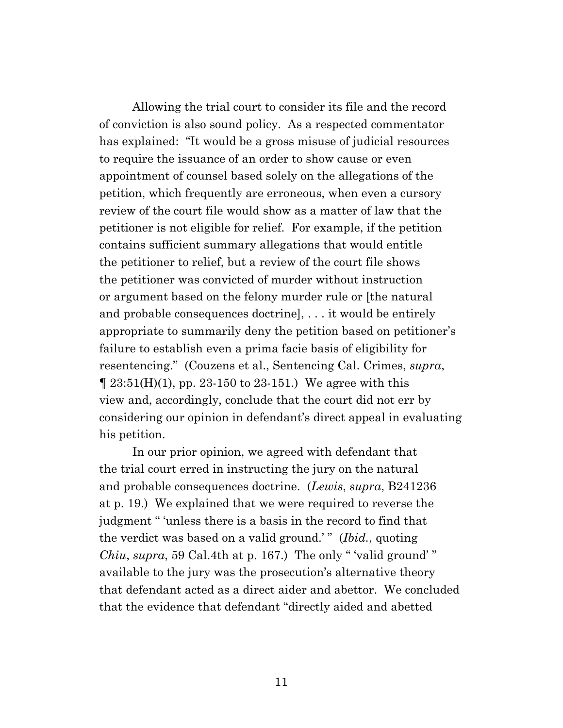Allowing the trial court to consider its file and the record of conviction is also sound policy. As a respected commentator has explained: "It would be a gross misuse of judicial resources to require the issuance of an order to show cause or even appointment of counsel based solely on the allegations of the petition, which frequently are erroneous, when even a cursory review of the court file would show as a matter of law that the petitioner is not eligible for relief. For example, if the petition contains sufficient summary allegations that would entitle the petitioner to relief, but a review of the court file shows the petitioner was convicted of murder without instruction or argument based on the felony murder rule or [the natural and probable consequences doctrine], . . . it would be entirely appropriate to summarily deny the petition based on petitioner's failure to establish even a prima facie basis of eligibility for resentencing." (Couzens et al., Sentencing Cal. Crimes, *supra*, ¶ 23:51(H)(1), pp. 23-150 to 23-151.) We agree with this view and, accordingly, conclude that the court did not err by considering our opinion in defendant's direct appeal in evaluating his petition.

In our prior opinion, we agreed with defendant that the trial court erred in instructing the jury on the natural and probable consequences doctrine. (*Lewis*, *supra*, B241236 at p. 19.) We explained that we were required to reverse the judgment " 'unless there is a basis in the record to find that the verdict was based on a valid ground.' " (*Ibid.*, quoting *Chiu*, *supra*, 59 Cal.4th at p. 167.) The only " 'valid ground' " available to the jury was the prosecution's alternative theory that defendant acted as a direct aider and abettor. We concluded that the evidence that defendant "directly aided and abetted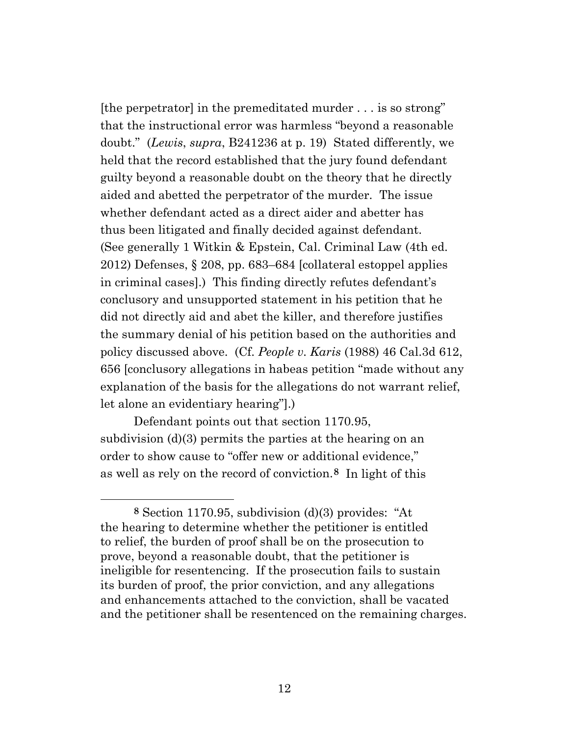[the perpetrator] in the premeditated murder . . . is so strong" that the instructional error was harmless "beyond a reasonable doubt." (*Lewis*, *supra*, B241236 at p. 19) Stated differently, we held that the record established that the jury found defendant guilty beyond a reasonable doubt on the theory that he directly aided and abetted the perpetrator of the murder. The issue whether defendant acted as a direct aider and abetter has thus been litigated and finally decided against defendant. (See generally 1 Witkin & Epstein, Cal. Criminal Law (4th ed. 2012) Defenses, § 208, pp. 683–684 [collateral estoppel applies in criminal cases].) This finding directly refutes defendant's conclusory and unsupported statement in his petition that he did not directly aid and abet the killer, and therefore justifies the summary denial of his petition based on the authorities and policy discussed above. (Cf. *People v. Karis* (1988) 46 Cal.3d 612, 656 [conclusory allegations in habeas petition "made without any explanation of the basis for the allegations do not warrant relief, let alone an evidentiary hearing"].)

Defendant points out that section 1170.95, subdivision (d)(3) permits the parties at the hearing on an order to show cause to "offer new or additional evidence," as well as rely on the record of conviction.[8] In light of this

[8] Section 1170.95, subdivision (d)(3) provides: "At the hearing to determine whether the petitioner is entitled to relief, the burden of proof shall be on the prosecution to prove, beyond a reasonable doubt, that the petitioner is ineligible for resentencing. If the prosecution fails to sustain its burden of proof, the prior conviction, and any allegations and enhancements attached to the conviction, shall be vacated and the petitioner shall be resentenced on the remaining charges.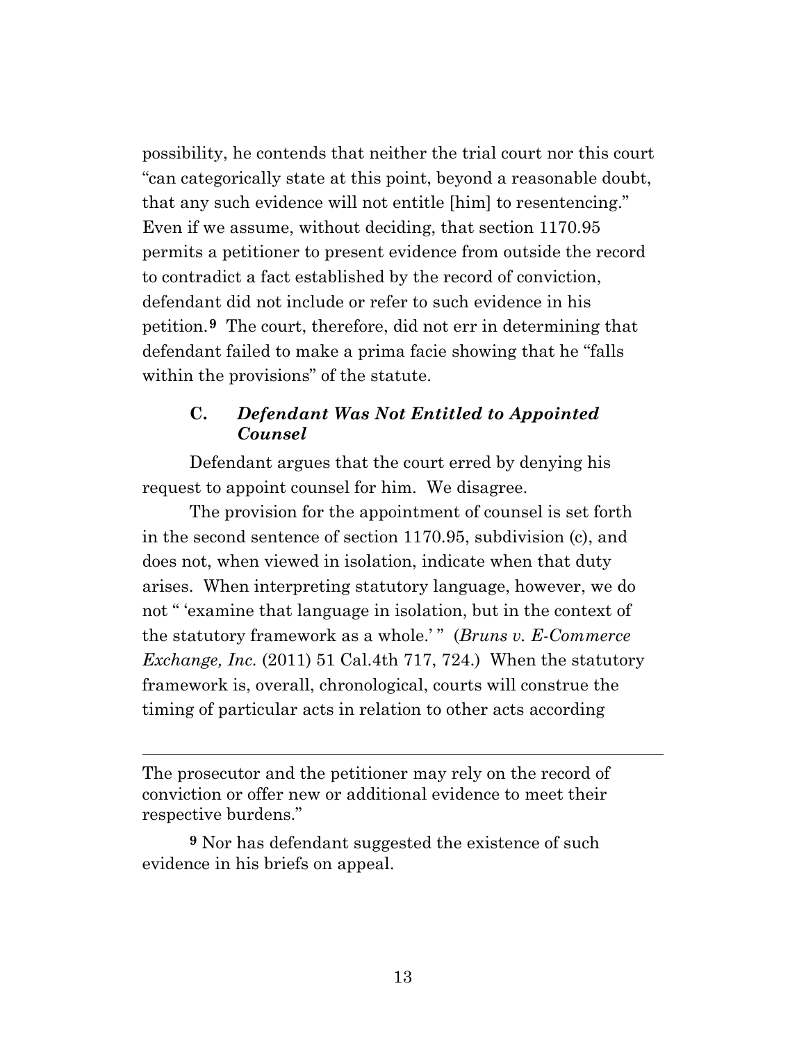possibility, he contends that neither the trial court nor this court "can categorically state at this point, beyond a reasonable doubt, that any such evidence will not entitle [him] to resentencing." Even if we assume, without deciding, that section 1170.95 permits a petitioner to present evidence from outside the record to contradict a fact established by the record of conviction, defendant did not include or refer to such evidence in his petition.[9] The court, therefore, did not err in determining that defendant failed to make a prima facie showing that he "falls within the provisions" of the statute.

### C. *Defendant Was Not Entitled to Appointed Counsel*

Defendant argues that the court erred by denying his request to appoint counsel for him. We disagree.

The provision for the appointment of counsel is set forth in the second sentence of section 1170.95, subdivision (c), and does not, when viewed in isolation, indicate when that duty arises. When interpreting statutory language, however, we do not " 'examine that language in isolation, but in the context of the statutory framework as a whole.' " (*Bruns v. E-Commerce Exchange, Inc.* (2011) 51 Cal.4th 717, 724.) When the statutory framework is, overall, chronological, courts will construe the timing of particular acts in relation to other acts according

---

The prosecutor and the petitioner may rely on the record of conviction or offer new or additional evidence to meet their respective burdens."

[9] Nor has defendant suggested the existence of such evidence in his briefs on appeal.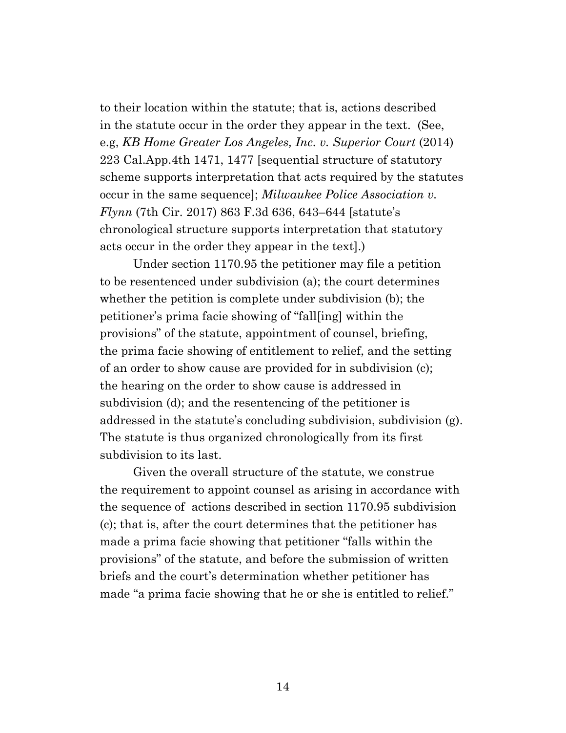to their location within the statute; that is, actions described in the statute occur in the order they appear in the text. (See, e.g, *KB Home Greater Los Angeles, Inc. v. Superior Court* (2014) 223 Cal.App.4th 1471, 1477 [sequential structure of statutory scheme supports interpretation that acts required by the statutes occur in the same sequence]; *Milwaukee Police Association v. Flynn* (7th Cir. 2017) 863 F.3d 636, 643–644 [statute's chronological structure supports interpretation that statutory acts occur in the order they appear in the text].)

Under section 1170.95 the petitioner may file a petition to be resentenced under subdivision (a); the court determines whether the petition is complete under subdivision (b); the petitioner's prima facie showing of "fall[ing] within the provisions" of the statute, appointment of counsel, briefing, the prima facie showing of entitlement to relief, and the setting of an order to show cause are provided for in subdivision (c); the hearing on the order to show cause is addressed in subdivision (d); and the resentencing of the petitioner is addressed in the statute's concluding subdivision, subdivision (g). The statute is thus organized chronologically from its first subdivision to its last.

Given the overall structure of the statute, we construe the requirement to appoint counsel as arising in accordance with the sequence of actions described in section 1170.95 subdivision (c); that is, after the court determines that the petitioner has made a prima facie showing that petitioner "falls within the provisions" of the statute, and before the submission of written briefs and the court's determination whether petitioner has made "a prima facie showing that he or she is entitled to relief."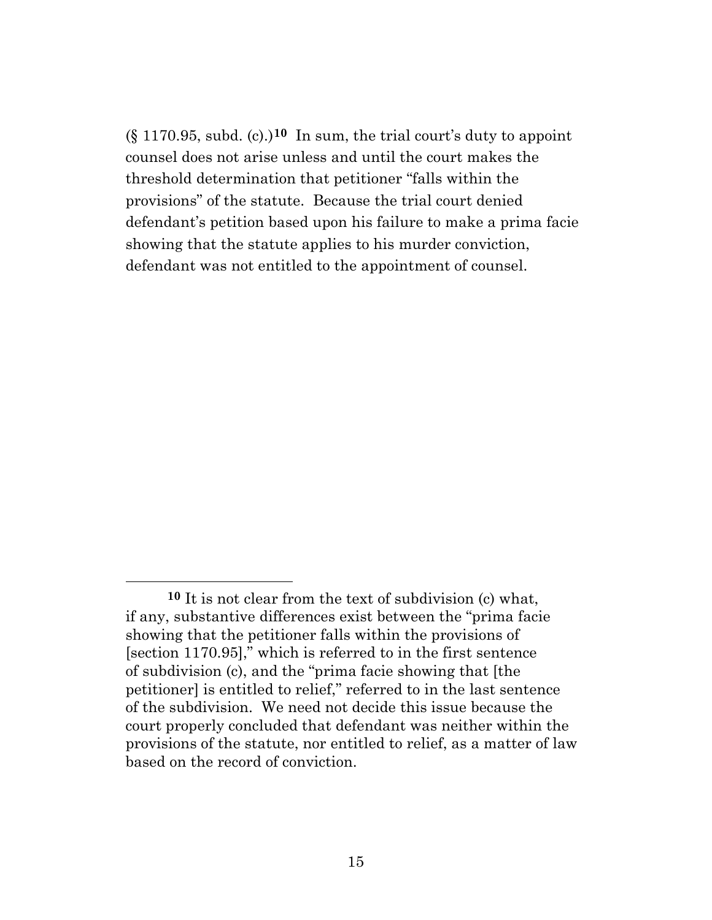(§ 1170.95, subd. (c).)[10] In sum, the trial court's duty to appoint counsel does not arise unless and until the court makes the threshold determination that petitioner "falls within the provisions" of the statute. Because the trial court denied defendant's petition based upon his failure to make a prima facie showing that the statute applies to his murder conviction, defendant was not entitled to the appointment of counsel.

---

[10] It is not clear from the text of subdivision (c) what, if any, substantive differences exist between the "prima facie showing that the petitioner falls within the provisions of [section 1170.95]," which is referred to in the first sentence of subdivision (c), and the "prima facie showing that [the petitioner] is entitled to relief," referred to in the last sentence of the subdivision. We need not decide this issue because the court properly concluded that defendant was neither within the provisions of the statute, nor entitled to relief, as a matter of law based on the record of conviction.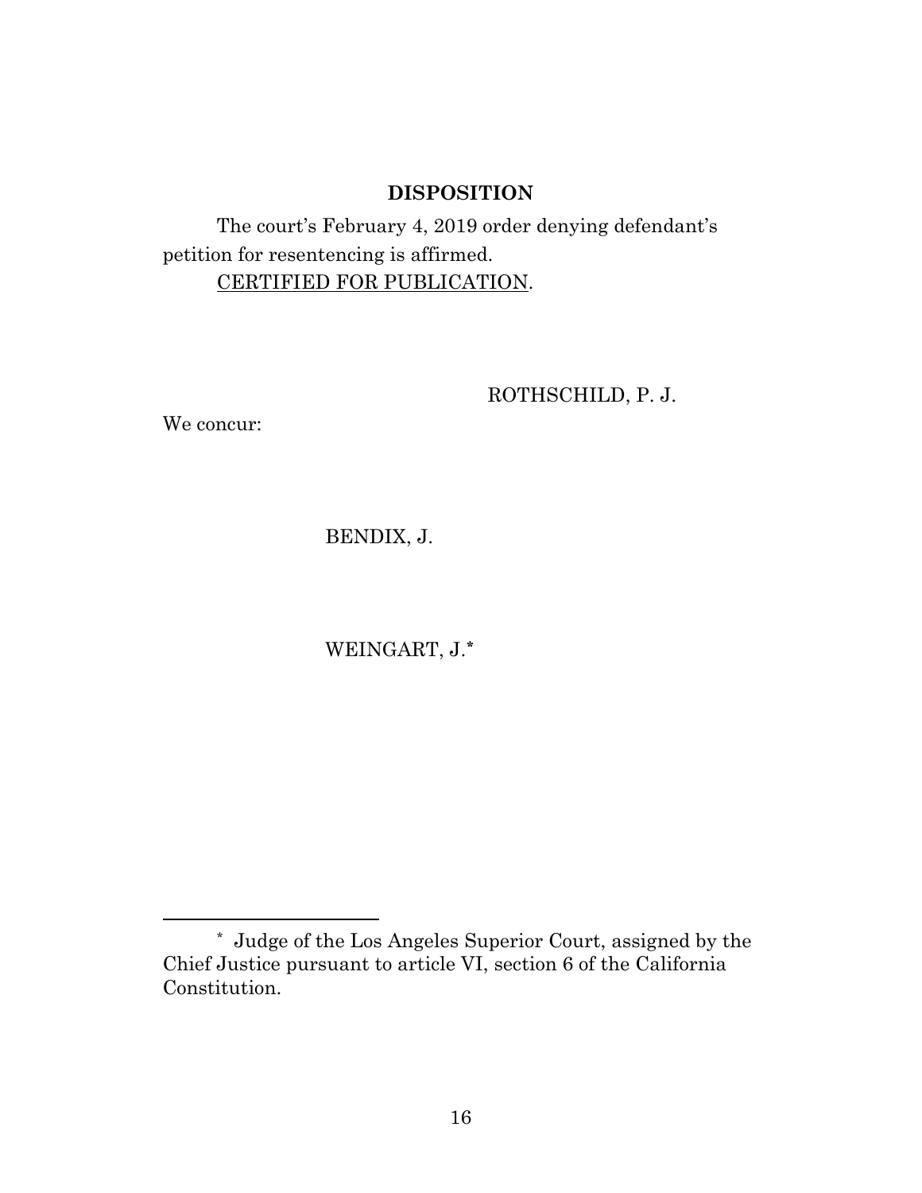## DISPOSITION

The court's February 4, 2019 order denying defendant's petition for resentencing is affirmed.

CERTIFIED FOR PUBLICATION.

ROTHSCHILD, P. J.

We concur:

BENDIX, J.

WEINGART, J.*

---

\* Judge of the Los Angeles Superior Court, assigned by the Chief Justice pursuant to article VI, section 6 of the California Constitution.